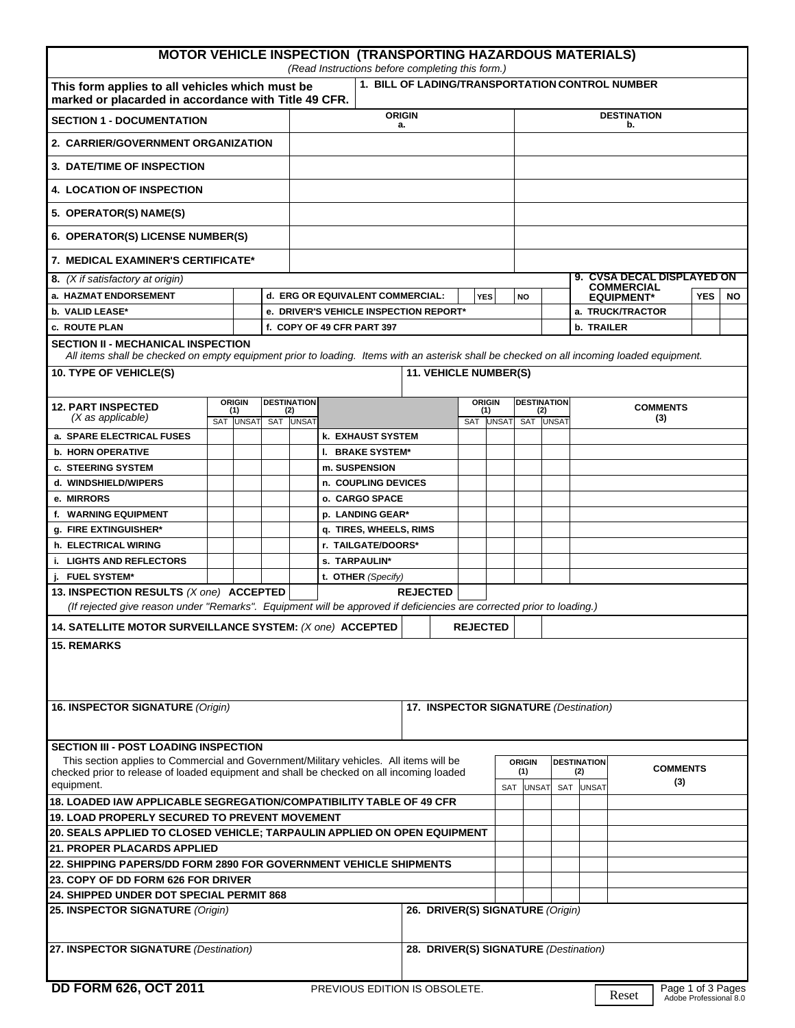# MOTOR VEHICLE INSPECTION (TRANSPORTING HAZARDOUS MATERIALS)

*(Read Instructions before completing this form.)*

**This form applies to all vehicles which must be marked or placarded in accordance with Title 49 CFR.**

**1. BILL OF LADING/TRANSPORTATION CONTROL NUMBER**

| SECTION 1 - DOCUMENTATION | ORIGIN a. | DESTINATION b. |
|---|---|---|
| 2. CARRIER/GOVERNMENT ORGANIZATION | | |
| 3. DATE/TIME OF INSPECTION | | |
| 4. LOCATION OF INSPECTION | | |
| 5. OPERATOR(S) NAME(S) | | |
| 6. OPERATOR(S) LICENSE NUMBER(S) | | |
| 7. MEDICAL EXAMINER'S CERTIFICATE* | | |

**8.** *(X if satisfactory at origin)*

| | | | | | | | |
|---|---|---|---|---|---|---|---|
| a. HAZMAT ENDORSEMENT | | d. ERG OR EQUIVALENT COMMERCIAL: | YES | | NO | | |
| b. VALID LEASE* | | e. DRIVER'S VEHICLE INSPECTION REPORT* | | | | | |
| c. ROUTE PLAN | | f. COPY OF 49 CFR PART 397 | | | | | |

| 9. CVSA DECAL DISPLAYED ON COMMERCIAL EQUIPMENT* | YES | NO |
|---|---|---|
| a. TRUCK/TRACTOR | | |
| b. TRAILER | | |

**SECTION II - MECHANICAL INSPECTION**

*All items shall be checked on empty equipment prior to loading. Items with an asterisk shall be checked on all incoming loaded equipment.*

**10. TYPE OF VEHICLE(S)**

**11. VEHICLE NUMBER(S)**

| 12. PART INSPECTED *(X as applicable)* | ORIGIN (1) SAT | ORIGIN (1) UNSAT | DESTINATION (2) SAT | DESTINATION (2) UNSAT | | ORIGIN (1) SAT | ORIGIN (1) UNSAT | DESTINATION (2) SAT | DESTINATION (2) UNSAT | COMMENTS (3) |
|---|---|---|---|---|---|---|---|---|---|---|
| a. SPARE ELECTRICAL FUSES | | | | | k. EXHAUST SYSTEM | | | | | |
| b. HORN OPERATIVE | | | | | l. BRAKE SYSTEM* | | | | | |
| c. STEERING SYSTEM | | | | | m. SUSPENSION | | | | | |
| d. WINDSHIELD/WIPERS | | | | | n. COUPLING DEVICES | | | | | |
| e. MIRRORS | | | | | o. CARGO SPACE | | | | | |
| f. WARNING EQUIPMENT | | | | | p. LANDING GEAR* | | | | | |
| g. FIRE EXTINGUISHER* | | | | | q. TIRES, WHEELS, RIMS | | | | | |
| h. ELECTRICAL WIRING | | | | | r. TAILGATE/DOORS* | | | | | |
| i. LIGHTS AND REFLECTORS | | | | | s. TARPAULIN* | | | | | |
| j. FUEL SYSTEM* | | | | | t. OTHER *(Specify)* | | | | | |

**13. INSPECTION RESULTS** *(X one)* **ACCEPTED** ☐ **REJECTED** ☐

*(If rejected give reason under "Remarks". Equipment will be approved if deficiencies are corrected prior to loading.)*

**14. SATELLITE MOTOR SURVEILLANCE SYSTEM:** *(X one)* **ACCEPTED** ☐ **REJECTED** ☐

**15. REMARKS**

**16. INSPECTOR SIGNATURE** *(Origin)*

**17. INSPECTOR SIGNATURE** *(Destination)*

**SECTION III - POST LOADING INSPECTION**

This section applies to Commercial and Government/Military vehicles. All items will be checked prior to release of loaded equipment and shall be checked on all incoming loaded equipment.

| | ORIGIN (1) SAT | ORIGIN (1) UNSAT | DESTINATION (2) SAT | DESTINATION (2) UNSAT | COMMENTS (3) |
|---|---|---|---|---|---|
| 18. LOADED IAW APPLICABLE SEGREGATION/COMPATIBILITY TABLE OF 49 CFR | | | | | |
| 19. LOAD PROPERLY SECURED TO PREVENT MOVEMENT | | | | | |
| 20. SEALS APPLIED TO CLOSED VEHICLE; TARPAULIN APPLIED ON OPEN EQUIPMENT | | | | | |
| 21. PROPER PLACARDS APPLIED | | | | | |
| 22. SHIPPING PAPERS/DD FORM 2890 FOR GOVERNMENT VEHICLE SHIPMENTS | | | | | |
| 23. COPY OF DD FORM 626 FOR DRIVER | | | | | |
| 24. SHIPPED UNDER DOT SPECIAL PERMIT 868 | | | | | |

**25. INSPECTOR SIGNATURE** *(Origin)*

**26. DRIVER(S) SIGNATURE** *(Origin)*

**27. INSPECTOR SIGNATURE** *(Destination)*

**28. DRIVER(S) SIGNATURE** *(Destination)*

**DD FORM 626, OCT 2011** PREVIOUS EDITION IS OBSOLETE.

Reset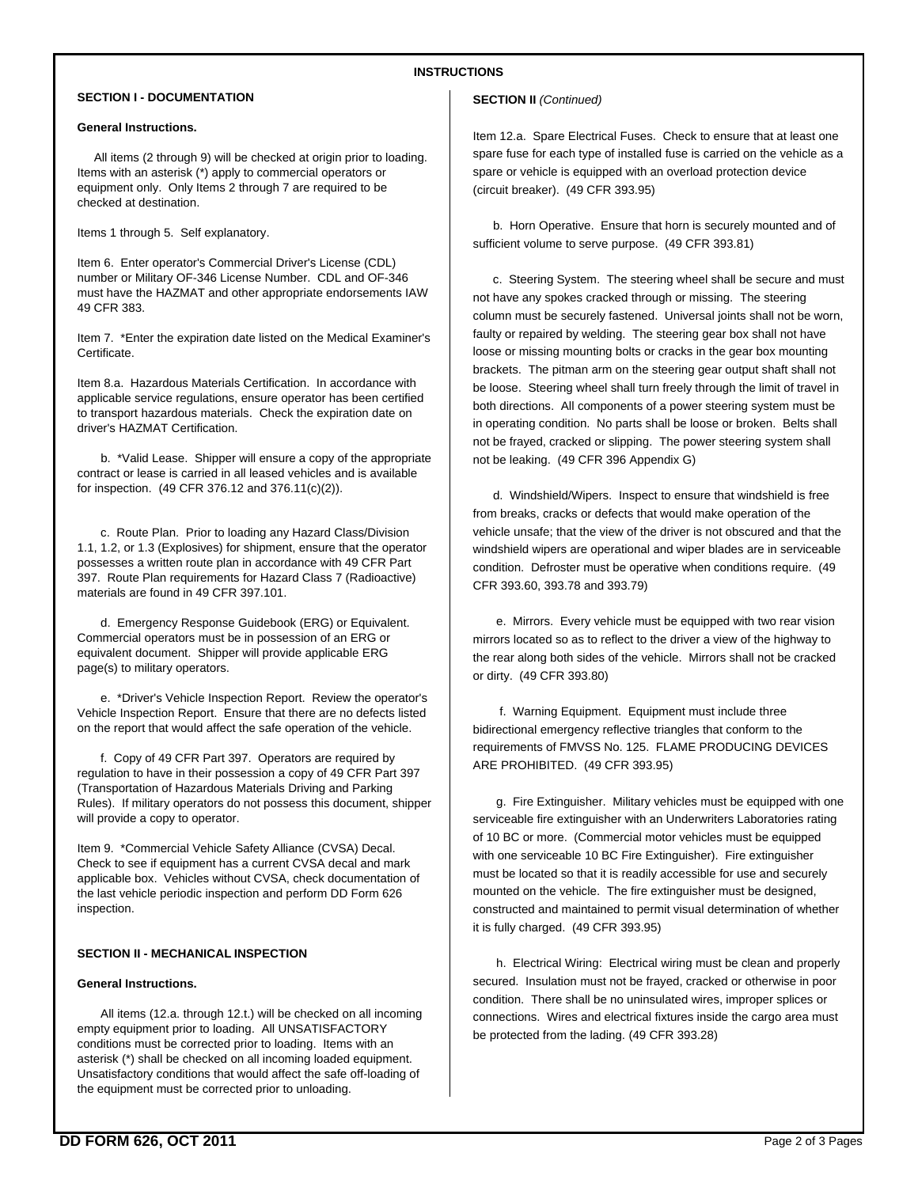# INSTRUCTIONS

## SECTION I - DOCUMENTATION

**General Instructions.**

All items (2 through 9) will be checked at origin prior to loading. Items with an asterisk (*) apply to commercial operators or equipment only. Only Items 2 through 7 are required to be checked at destination.

Items 1 through 5. Self explanatory.

Item 6. Enter operator's Commercial Driver's License (CDL) number or Military OF-346 License Number. CDL and OF-346 must have the HAZMAT and other appropriate endorsements IAW 49 CFR 383.

Item 7. *Enter the expiration date listed on the Medical Examiner's Certificate.

Item 8.a. Hazardous Materials Certification. In accordance with applicable service regulations, ensure operator has been certified to transport hazardous materials. Check the expiration date on driver's HAZMAT Certification.

b. *Valid Lease. Shipper will ensure a copy of the appropriate contract or lease is carried in all leased vehicles and is available for inspection. (49 CFR 376.12 and 376.11(c)(2)).

c. Route Plan. Prior to loading any Hazard Class/Division 1.1, 1.2, or 1.3 (Explosives) for shipment, ensure that the operator possesses a written route plan in accordance with 49 CFR Part 397. Route Plan requirements for Hazard Class 7 (Radioactive) materials are found in 49 CFR 397.101.

d. Emergency Response Guidebook (ERG) or Equivalent. Commercial operators must be in possession of an ERG or equivalent document. Shipper will provide applicable ERG page(s) to military operators.

e. *Driver's Vehicle Inspection Report. Review the operator's Vehicle Inspection Report. Ensure that there are no defects listed on the report that would affect the safe operation of the vehicle.

f. Copy of 49 CFR Part 397. Operators are required by regulation to have in their possession a copy of 49 CFR Part 397 (Transportation of Hazardous Materials Driving and Parking Rules). If military operators do not possess this document, shipper will provide a copy to operator.

Item 9. *Commercial Vehicle Safety Alliance (CVSA) Decal. Check to see if equipment has a current CVSA decal and mark applicable box. Vehicles without CVSA, check documentation of the last vehicle periodic inspection and perform DD Form 626 inspection.

## SECTION II - MECHANICAL INSPECTION

**General Instructions.**

All items (12.a. through 12.t.) will be checked on all incoming empty equipment prior to loading. All UNSATISFACTORY conditions must be corrected prior to loading. Items with an asterisk (*) shall be checked on all incoming loaded equipment. Unsatisfactory conditions that would affect the safe off-loading of the equipment must be corrected prior to unloading.

## SECTION II *(Continued)*

Item 12.a. Spare Electrical Fuses. Check to ensure that at least one spare fuse for each type of installed fuse is carried on the vehicle as a spare or vehicle is equipped with an overload protection device (circuit breaker). (49 CFR 393.95)

b. Horn Operative. Ensure that horn is securely mounted and of sufficient volume to serve purpose. (49 CFR 393.81)

c. Steering System. The steering wheel shall be secure and must not have any spokes cracked through or missing. The steering column must be securely fastened. Universal joints shall not be worn, faulty or repaired by welding. The steering gear box shall not have loose or missing mounting bolts or cracks in the gear box mounting brackets. The pitman arm on the steering gear output shaft shall not be loose. Steering wheel shall turn freely through the limit of travel in both directions. All components of a power steering system must be in operating condition. No parts shall be loose or broken. Belts shall not be frayed, cracked or slipping. The power steering system shall not be leaking. (49 CFR 396 Appendix G)

d. Windshield/Wipers. Inspect to ensure that windshield is free from breaks, cracks or defects that would make operation of the vehicle unsafe; that the view of the driver is not obscured and that the windshield wipers are operational and wiper blades are in serviceable condition. Defroster must be operative when conditions require. (49 CFR 393.60, 393.78 and 393.79)

e. Mirrors. Every vehicle must be equipped with two rear vision mirrors located so as to reflect to the driver a view of the highway to the rear along both sides of the vehicle. Mirrors shall not be cracked or dirty. (49 CFR 393.80)

f. Warning Equipment. Equipment must include three bidirectional emergency reflective triangles that conform to the requirements of FMVSS No. 125. FLAME PRODUCING DEVICES ARE PROHIBITED. (49 CFR 393.95)

g. Fire Extinguisher. Military vehicles must be equipped with one serviceable fire extinguisher with an Underwriters Laboratories rating of 10 BC or more. (Commercial motor vehicles must be equipped with one serviceable 10 BC Fire Extinguisher). Fire extinguisher must be located so that it is readily accessible for use and securely mounted on the vehicle. The fire extinguisher must be designed, constructed and maintained to permit visual determination of whether it is fully charged. (49 CFR 393.95)

h. Electrical Wiring: Electrical wiring must be clean and properly secured. Insulation must not be frayed, cracked or otherwise in poor condition. There shall be no uninsulated wires, improper splices or connections. Wires and electrical fixtures inside the cargo area must be protected from the lading. (49 CFR 393.28)

DD FORM 626, OCT 2011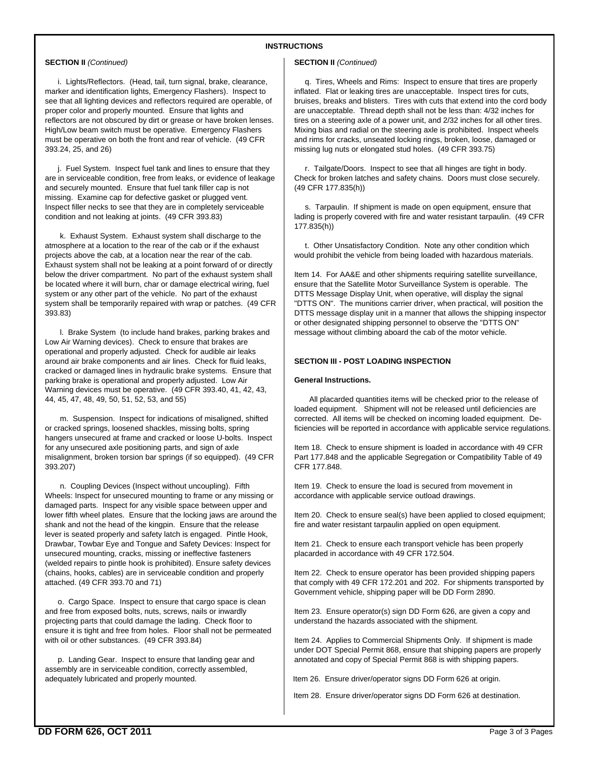## INSTRUCTIONS

**SECTION II** *(Continued)*

i. Lights/Reflectors. (Head, tail, turn signal, brake, clearance, marker and identification lights, Emergency Flashers). Inspect to see that all lighting devices and reflectors required are operable, of proper color and properly mounted. Ensure that lights and reflectors are not obscured by dirt or grease or have broken lenses. High/Low beam switch must be operative. Emergency Flashers must be operative on both the front and rear of vehicle. (49 CFR 393.24, 25, and 26)

j. Fuel System. Inspect fuel tank and lines to ensure that they are in serviceable condition, free from leaks, or evidence of leakage and securely mounted. Ensure that fuel tank filler cap is not missing. Examine cap for defective gasket or plugged vent. Inspect filler necks to see that they are in completely serviceable condition and not leaking at joints. (49 CFR 393.83)

k. Exhaust System. Exhaust system shall discharge to the atmosphere at a location to the rear of the cab or if the exhaust projects above the cab, at a location near the rear of the cab. Exhaust system shall not be leaking at a point forward of or directly below the driver compartment. No part of the exhaust system shall be located where it will burn, char or damage electrical wiring, fuel system or any other part of the vehicle. No part of the exhaust system shall be temporarily repaired with wrap or patches. (49 CFR 393.83)

l. Brake System (to include hand brakes, parking brakes and Low Air Warning devices). Check to ensure that brakes are operational and properly adjusted. Check for audible air leaks around air brake components and air lines. Check for fluid leaks, cracked or damaged lines in hydraulic brake systems. Ensure that parking brake is operational and properly adjusted. Low Air Warning devices must be operative. (49 CFR 393.40, 41, 42, 43, 44, 45, 47, 48, 49, 50, 51, 52, 53, and 55)

m. Suspension. Inspect for indications of misaligned, shifted or cracked springs, loosened shackles, missing bolts, spring hangers unsecured at frame and cracked or loose U-bolts. Inspect for any unsecured axle positioning parts, and sign of axle misalignment, broken torsion bar springs (if so equipped). (49 CFR 393.207)

n. Coupling Devices (Inspect without uncoupling). Fifth Wheels: Inspect for unsecured mounting to frame or any missing or damaged parts. Inspect for any visible space between upper and lower fifth wheel plates. Ensure that the locking jaws are around the shank and not the head of the kingpin. Ensure that the release lever is seated properly and safety latch is engaged. Pintle Hook, Drawbar, Towbar Eye and Tongue and Safety Devices: Inspect for unsecured mounting, cracks, missing or ineffective fasteners (welded repairs to pintle hook is prohibited). Ensure safety devices (chains, hooks, cables) are in serviceable condition and properly attached. (49 CFR 393.70 and 71)

o. Cargo Space. Inspect to ensure that cargo space is clean and free from exposed bolts, nuts, screws, nails or inwardly projecting parts that could damage the lading. Check floor to ensure it is tight and free from holes. Floor shall not be permeated with oil or other substances. (49 CFR 393.84)

p. Landing Gear. Inspect to ensure that landing gear and assembly are in serviceable condition, correctly assembled, adequately lubricated and properly mounted.

**SECTION II** *(Continued)*

q. Tires, Wheels and Rims: Inspect to ensure that tires are properly inflated. Flat or leaking tires are unacceptable. Inspect tires for cuts, bruises, breaks and blisters. Tires with cuts that extend into the cord body are unacceptable. Thread depth shall not be less than: 4/32 inches for tires on a steering axle of a power unit, and 2/32 inches for all other tires. Mixing bias and radial on the steering axle is prohibited. Inspect wheels and rims for cracks, unseated locking rings, broken, loose, damaged or missing lug nuts or elongated stud holes. (49 CFR 393.75)

r. Tailgate/Doors. Inspect to see that all hinges are tight in body. Check for broken latches and safety chains. Doors must close securely. (49 CFR 177.835(h))

s. Tarpaulin. If shipment is made on open equipment, ensure that lading is properly covered with fire and water resistant tarpaulin. (49 CFR 177.835(h))

t. Other Unsatisfactory Condition. Note any other condition which would prohibit the vehicle from being loaded with hazardous materials.

Item 14. For AA&E and other shipments requiring satellite surveillance, ensure that the Satellite Motor Surveillance System is operable. The DTTS Message Display Unit, when operative, will display the signal "DTTS ON". The munitions carrier driver, when practical, will position the DTTS message display unit in a manner that allows the shipping inspector or other designated shipping personnel to observe the "DTTS ON" message without climbing aboard the cab of the motor vehicle.

### SECTION III - POST LOADING INSPECTION

**General Instructions.**

All placarded quantities items will be checked prior to the release of loaded equipment. Shipment will not be released until deficiencies are corrected. All items will be checked on incoming loaded equipment. Deficiencies will be reported in accordance with applicable service regulations.

Item 18. Check to ensure shipment is loaded in accordance with 49 CFR Part 177.848 and the applicable Segregation or Compatibility Table of 49 CFR 177.848.

Item 19. Check to ensure the load is secured from movement in accordance with applicable service outload drawings.

Item 20. Check to ensure seal(s) have been applied to closed equipment; fire and water resistant tarpaulin applied on open equipment.

Item 21. Check to ensure each transport vehicle has been properly placarded in accordance with 49 CFR 172.504.

Item 22. Check to ensure operator has been provided shipping papers that comply with 49 CFR 172.201 and 202. For shipments transported by Government vehicle, shipping paper will be DD Form 2890.

Item 23. Ensure operator(s) sign DD Form 626, are given a copy and understand the hazards associated with the shipment.

Item 24. Applies to Commercial Shipments Only. If shipment is made under DOT Special Permit 868, ensure that shipping papers are properly annotated and copy of Special Permit 868 is with shipping papers.

Item 26. Ensure driver/operator signs DD Form 626 at origin.

Item 28. Ensure driver/operator signs DD Form 626 at destination.

**DD FORM 626, OCT 2011**